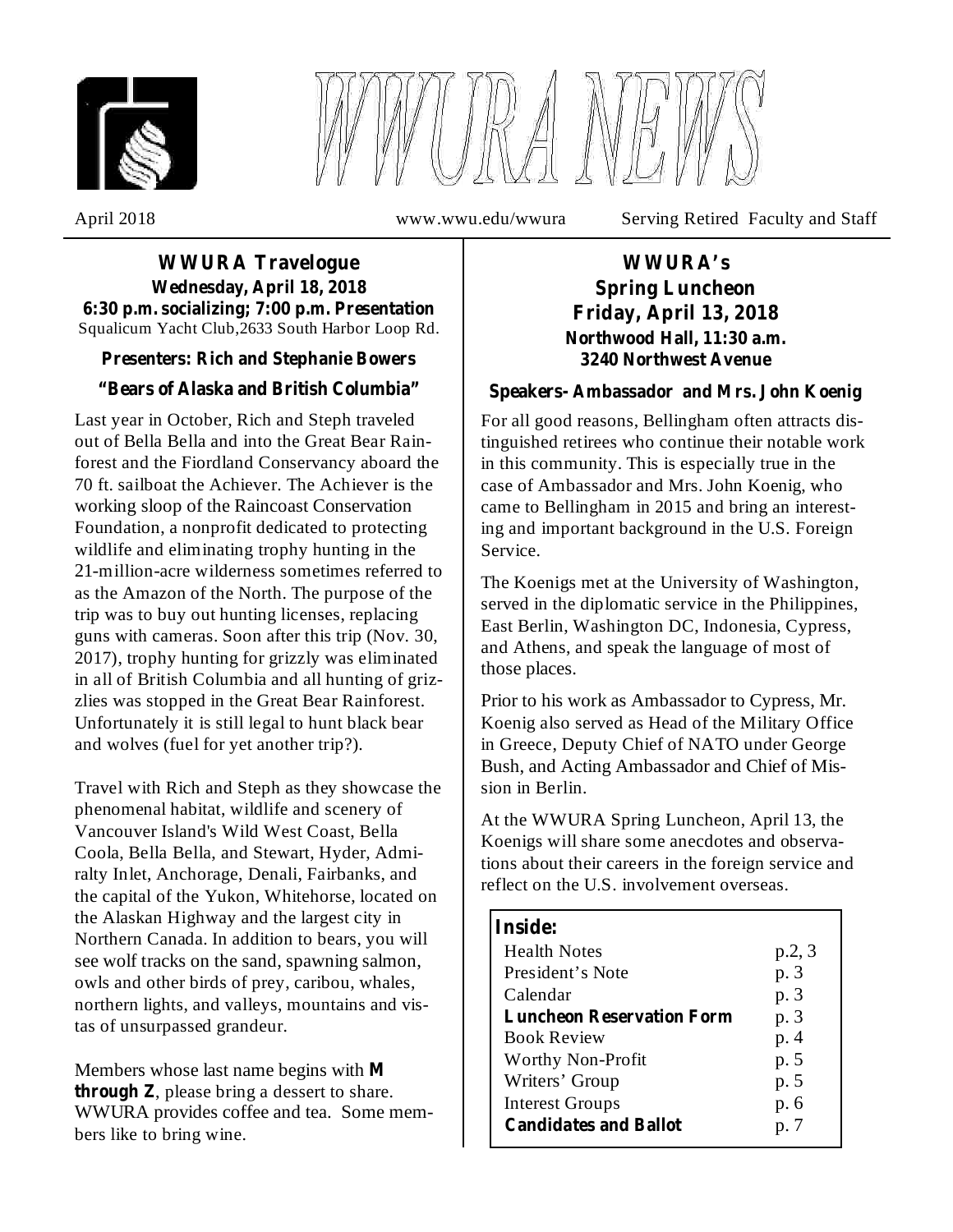# WWURA NEWS

April 2018 | www.wwu.edu/wwura | Serving Retired Faculty and Staff

## WWURA Travelogue

**Wednesday, April 18, 2018**
**6:30 p.m. socializing; 7:00 p.m. Presentation**
Squalicum Yacht Club,2633 South Harbor Loop Rd.

**Presenters: Rich and Stephanie Bowers**

**"Bears of Alaska and British Columbia"**

Last year in October, Rich and Steph traveled out of Bella Bella and into the Great Bear Rainforest and the Fiordland Conservancy aboard the 70 ft. sailboat the Achiever. The Achiever is the working sloop of the Raincoast Conservation Foundation, a nonprofit dedicated to protecting wildlife and eliminating trophy hunting in the 21-million-acre wilderness sometimes referred to as the Amazon of the North. The purpose of the trip was to buy out hunting licenses, replacing guns with cameras. Soon after this trip (Nov. 30, 2017), trophy hunting for grizzly was eliminated in all of British Columbia and all hunting of grizzlies was stopped in the Great Bear Rainforest. Unfortunately it is still legal to hunt black bear and wolves (fuel for yet another trip?).

Travel with Rich and Steph as they showcase the phenomenal habitat, wildlife and scenery of Vancouver Island's Wild West Coast, Bella Coola, Bella Bella, and Stewart, Hyder, Admiralty Inlet, Anchorage, Denali, Fairbanks, and the capital of the Yukon, Whitehorse, located on the Alaskan Highway and the largest city in Northern Canada. In addition to bears, you will see wolf tracks on the sand, spawning salmon, owls and other birds of prey, caribou, whales, northern lights, and valleys, mountains and vistas of unsurpassed grandeur.

Members whose last name begins with **M through Z**, please bring a dessert to share. WWURA provides coffee and tea. Some members like to bring wine.

## WWURA's Spring Luncheon

**Friday, April 13, 2018**
**Northwood Hall, 11:30 a.m.**
**3240 Northwest Avenue**

**Speakers- Ambassador and Mrs. John Koenig**

For all good reasons, Bellingham often attracts distinguished retirees who continue their notable work in this community. This is especially true in the case of Ambassador and Mrs. John Koenig, who came to Bellingham in 2015 and bring an interesting and important background in the U.S. Foreign Service.

The Koenigs met at the University of Washington, served in the diplomatic service in the Philippines, East Berlin, Washington DC, Indonesia, Cypress, and Athens, and speak the language of most of those places.

Prior to his work as Ambassador to Cypress, Mr. Koenig also served as Head of the Military Office in Greece, Deputy Chief of NATO under George Bush, and Acting Ambassador and Chief of Mission in Berlin.

At the WWURA Spring Luncheon, April 13, the Koenigs will share some anecdotes and observations about their careers in the foreign service and reflect on the U.S. involvement overseas.

**Inside:**

| | |
|---|---|
| Health Notes | p.2, 3 |
| President's Note | p. 3 |
| Calendar | p. 3 |
| **Luncheon Reservation Form** | p. 3 |
| Book Review | p. 4 |
| Worthy Non-Profit | p. 5 |
| Writers' Group | p. 5 |
| Interest Groups | p. 6 |
| **Candidates and Ballot** | p. 7 |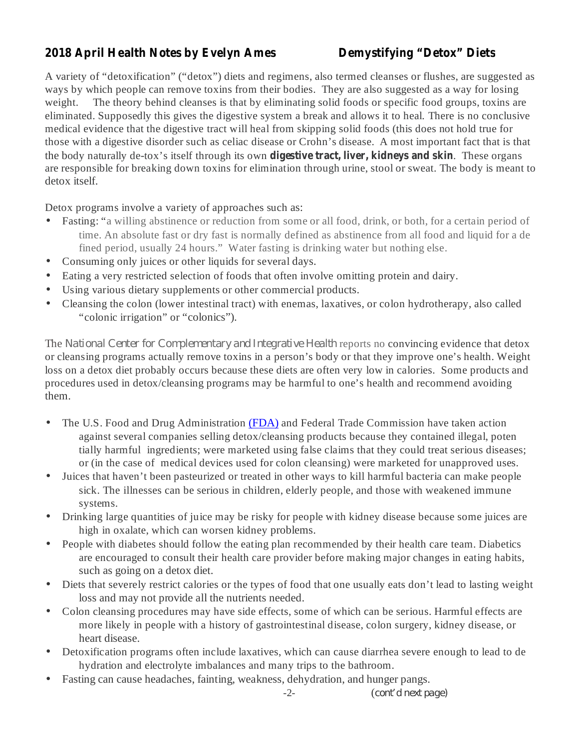**2018 April Health Notes by Evelyn Ames** **Demystifying "Detox" Diets**

A variety of "detoxification" ("detox") diets and regimens, also termed cleanses or flushes, are suggested as ways by which people can remove toxins from their bodies. They are also suggested as a way for losing weight. The theory behind cleanses is that by eliminating solid foods or specific food groups, toxins are eliminated. Supposedly this gives the digestive system a break and allows it to heal. There is no conclusive medical evidence that the digestive tract will heal from skipping solid foods (this does not hold true for those with a digestive disorder such as celiac disease or Crohn's disease. A most important fact that is that the body naturally de-tox's itself through its own **digestive tract, liver, kidneys and skin**. These organs are responsible for breaking down toxins for elimination through urine, stool or sweat. The body is meant to detox itself.

Detox programs involve a variety of approaches such as:

- Fasting: "a willing abstinence or reduction from some or all food, drink, or both, for a certain period of time. An absolute fast or dry fast is normally defined as abstinence from all food and liquid for a defined period, usually 24 hours." Water fasting is drinking water but nothing else.
- Consuming only juices or other liquids for several days.
- Eating a very restricted selection of foods that often involve omitting protein and dairy.
- Using various dietary supplements or other commercial products.
- Cleansing the colon (lower intestinal tract) with enemas, laxatives, or colon hydrotherapy, also called "colonic irrigation" or "colonics").

The National Center for Complementary and Integrative Health reports no convincing evidence that detox or cleansing programs actually remove toxins in a person's body or that they improve one's health. Weight loss on a detox diet probably occurs because these diets are often very low in calories. Some products and procedures used in detox/cleansing programs may be harmful to one's health and recommend avoiding them.

- The U.S. Food and Drug Administration (FDA) and Federal Trade Commission have taken action against several companies selling detox/cleansing products because they contained illegal, potentially harmful ingredients; were marketed using false claims that they could treat serious diseases; or (in the case of medical devices used for colon cleansing) were marketed for unapproved uses.
- Juices that haven't been pasteurized or treated in other ways to kill harmful bacteria can make people sick. The illnesses can be serious in children, elderly people, and those with weakened immune systems.
- Drinking large quantities of juice may be risky for people with kidney disease because some juices are high in oxalate, which can worsen kidney problems.
- People with diabetes should follow the eating plan recommended by their health care team. Diabetics are encouraged to consult their health care provider before making major changes in eating habits, such as going on a detox diet.
- Diets that severely restrict calories or the types of food that one usually eats don't lead to lasting weight loss and may not provide all the nutrients needed.
- Colon cleansing procedures may have side effects, some of which can be serious. Harmful effects are more likely in people with a history of gastrointestinal disease, colon surgery, kidney disease, or heart disease.
- Detoxification programs often include laxatives, which can cause diarrhea severe enough to lead to dehydration and electrolyte imbalances and many trips to the bathroom.
- Fasting can cause headaches, fainting, weakness, dehydration, and hunger pangs.

*(cont'd next page)*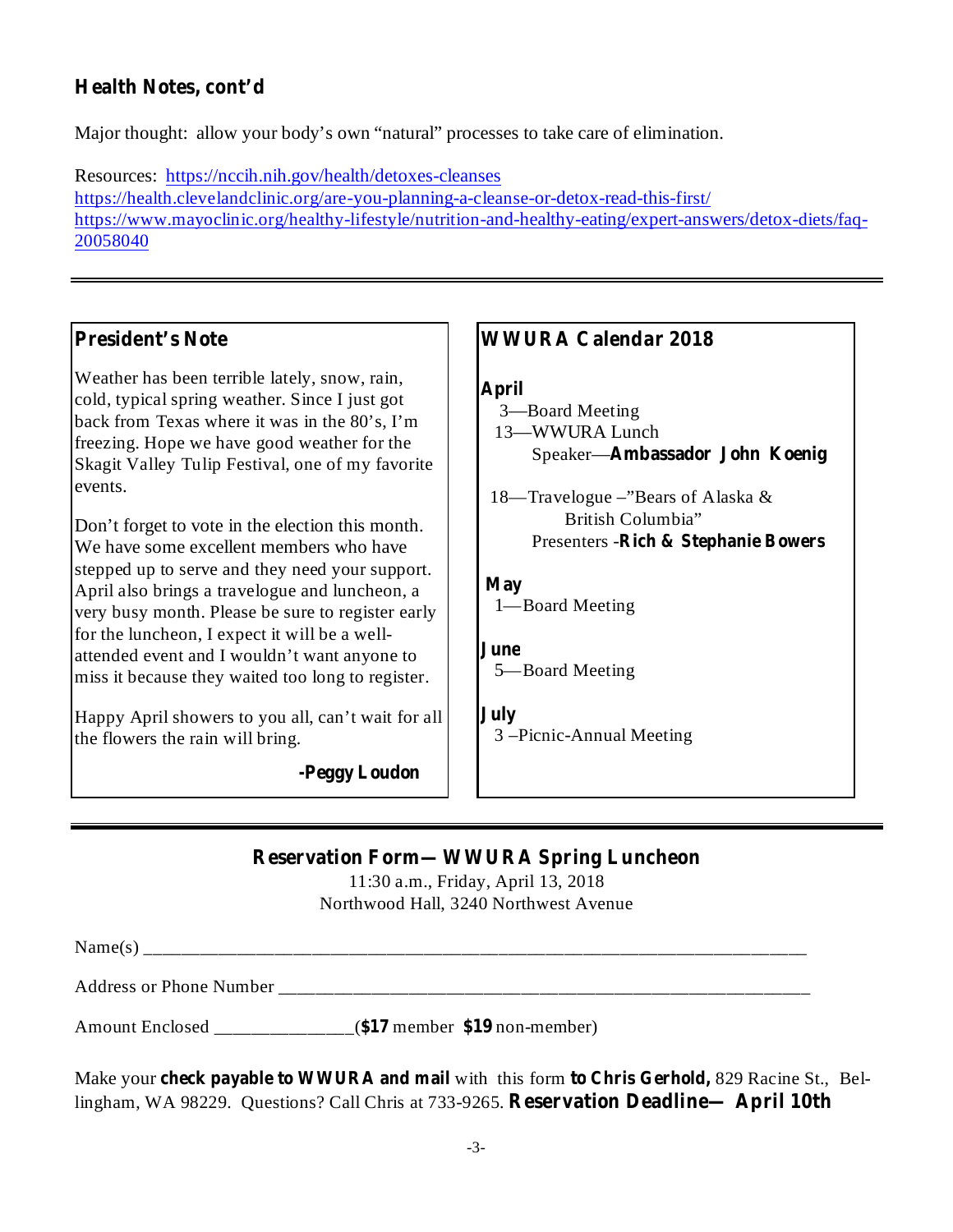## Health Notes, cont'd

Major thought: allow your body's own "natural" processes to take care of elimination.

Resources: https://nccih.nih.gov/health/detoxes-cleanses
https://health.clevelandclinic.org/are-you-planning-a-cleanse-or-detox-read-this-first/
https://www.mayoclinic.org/healthy-lifestyle/nutrition-and-healthy-eating/expert-answers/detox-diets/faq-20058040

---

## President's Note

Weather has been terrible lately, snow, rain, cold, typical spring weather. Since I just got back from Texas where it was in the 80's, I'm freezing. Hope we have good weather for the Skagit Valley Tulip Festival, one of my favorite events.

Don't forget to vote in the election this month. We have some excellent members who have stepped up to serve and they need your support. April also brings a travelogue and luncheon, a very busy month. Please be sure to register early for the luncheon, I expect it will be a well-attended event and I wouldn't want anyone to miss it because they waited too long to register.

Happy April showers to you all, can't wait for all the flowers the rain will bring.

**-Peggy Loudon**

## WWURA Calendar 2018

**April**

3—Board Meeting

13—WWURA Lunch
Speaker—**Ambassador John Koenig**

18—Travelogue –"Bears of Alaska & British Columbia"
Presenters -**Rich & Stephanie Bowers**

**May**

1—Board Meeting

**June**

5—Board Meeting

**July**

3 –Picnic-Annual Meeting

---

## Reservation Form— WWURA Spring Luncheon

11:30 a.m., Friday, April 13, 2018
Northwood Hall, 3240 Northwest Avenue

Name(s) ______________________________________________________________________

Address or Phone Number ________________________________________________________

Amount Enclosed ______________(**$17** member **$19** non-member)

Make your **check payable to WWURA and mail** with this form **to Chris Gerhold,** 829 Racine St., Bellingham, WA 98229. Questions? Call Chris at 733-9265. **Reservation Deadline— April 10th**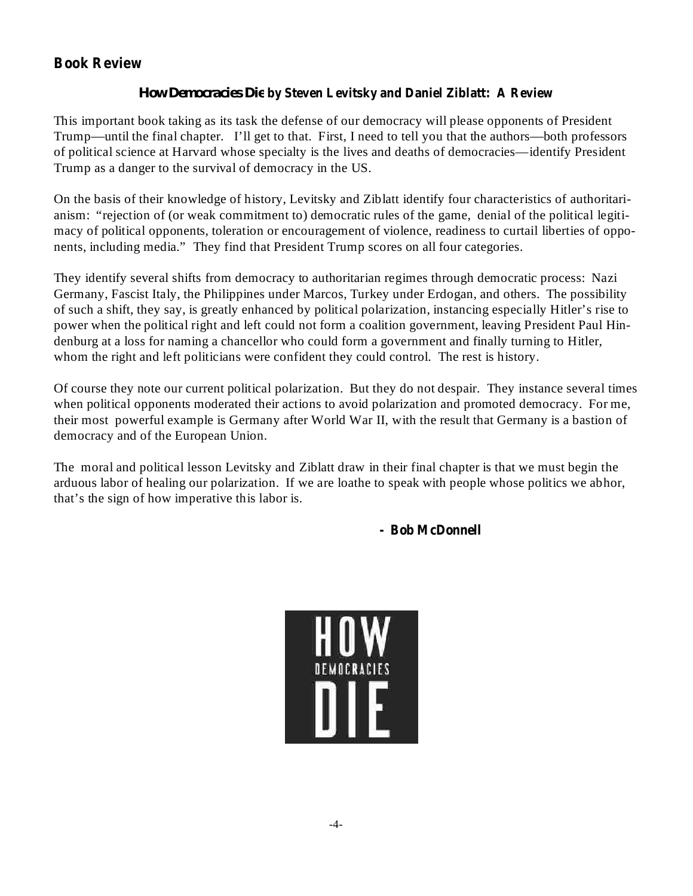## Book Review

### *How Democracies Die* by Steven Levitsky and Daniel Ziblatt: A Review

This important book taking as its task the defense of our democracy will please opponents of President Trump—until the final chapter. I'll get to that. First, I need to tell you that the authors—both professors of political science at Harvard whose specialty is the lives and deaths of democracies—identify President Trump as a danger to the survival of democracy in the US.

On the basis of their knowledge of history, Levitsky and Ziblatt identify four characteristics of authoritarianism: "rejection of (or weak commitment to) democratic rules of the game, denial of the political legitimacy of political opponents, toleration or encouragement of violence, readiness to curtail liberties of opponents, including media." They find that President Trump scores on all four categories.

They identify several shifts from democracy to authoritarian regimes through democratic process: Nazi Germany, Fascist Italy, the Philippines under Marcos, Turkey under Erdogan, and others. The possibility of such a shift, they say, is greatly enhanced by political polarization, instancing especially Hitler's rise to power when the political right and left could not form a coalition government, leaving President Paul Hindenburg at a loss for naming a chancellor who could form a government and finally turning to Hitler, whom the right and left politicians were confident they could control. The rest is history.

Of course they note our current political polarization. But they do not despair. They instance several times when political opponents moderated their actions to avoid polarization and promoted democracy. For me, their most powerful example is Germany after World War II, with the result that Germany is a bastion of democracy and of the European Union.

The moral and political lesson Levitsky and Ziblatt draw in their final chapter is that we must begin the arduous labor of healing our polarization. If we are loathe to speak with people whose politics we abhor, that's the sign of how imperative this labor is.

**- Bob McDonnell**

HOW DEMOCRACIES DIE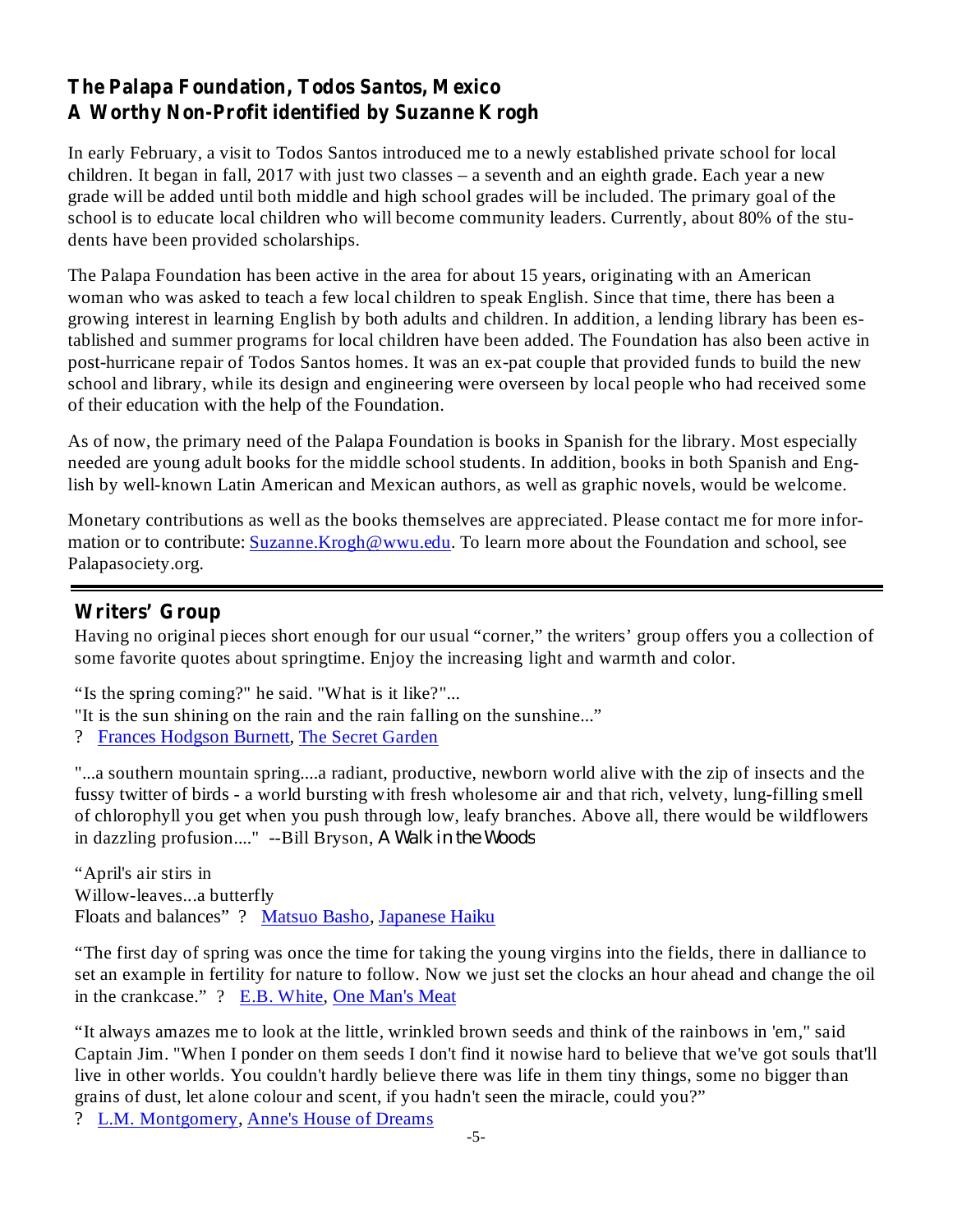## The Palapa Foundation, Todos Santos, Mexico
## A Worthy Non-Profit identified by Suzanne Krogh

In early February, a visit to Todos Santos introduced me to a newly established private school for local children. It began in fall, 2017 with just two classes – a seventh and an eighth grade. Each year a new grade will be added until both middle and high school grades will be included. The primary goal of the school is to educate local children who will become community leaders. Currently, about 80% of the students have been provided scholarships.

The Palapa Foundation has been active in the area for about 15 years, originating with an American woman who was asked to teach a few local children to speak English. Since that time, there has been a growing interest in learning English by both adults and children. In addition, a lending library has been established and summer programs for local children have been added. The Foundation has also been active in post-hurricane repair of Todos Santos homes. It was an ex-pat couple that provided funds to build the new school and library, while its design and engineering were overseen by local people who had received some of their education with the help of the Foundation.

As of now, the primary need of the Palapa Foundation is books in Spanish for the library. Most especially needed are young adult books for the middle school students. In addition, books in both Spanish and English by well-known Latin American and Mexican authors, as well as graphic novels, would be welcome.

Monetary contributions as well as the books themselves are appreciated. Please contact me for more information or to contribute: Suzanne.Krogh@wwu.edu. To learn more about the Foundation and school, see Palapasociety.org.

---

## Writers' Group

Having no original pieces short enough for our usual "corner," the writers' group offers you a collection of some favorite quotes about springtime. Enjoy the increasing light and warmth and color.

"Is the spring coming?" he said. "What is it like?"...
"It is the sun shining on the rain and the rain falling on the sunshine..."
? Frances Hodgson Burnett, The Secret Garden

"...a southern mountain spring....a radiant, productive, newborn world alive with the zip of insects and the fussy twitter of birds - a world bursting with fresh wholesome air and that rich, velvety, lung-filling smell of chlorophyll you get when you push through low, leafy branches. Above all, there would be wildflowers in dazzling profusion...." --Bill Bryson, *A Walk in the Woods*

"April's air stirs in
Willow-leaves...a butterfly
Floats and balances" ? Matsuo Basho, Japanese Haiku

"The first day of spring was once the time for taking the young virgins into the fields, there in dalliance to set an example in fertility for nature to follow. Now we just set the clocks an hour ahead and change the oil in the crankcase." ? E.B. White, One Man's Meat

"It always amazes me to look at the little, wrinkled brown seeds and think of the rainbows in 'em," said Captain Jim. "When I ponder on them seeds I don't find it nowise hard to believe that we've got souls that'll live in other worlds. You couldn't hardly believe there was life in them tiny things, some no bigger than grains of dust, let alone colour and scent, if you hadn't seen the miracle, could you?"
? L.M. Montgomery, Anne's House of Dreams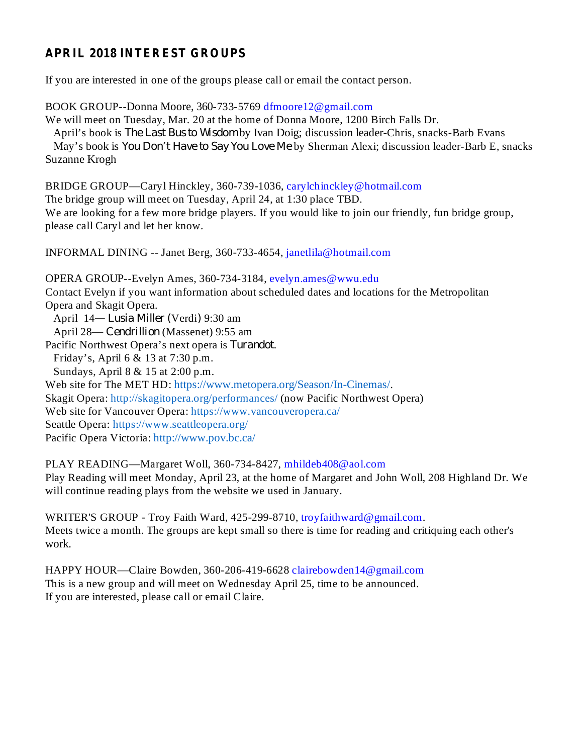## APRIL 2018 INTEREST GROUPS

If you are interested in one of the groups please call or email the contact person.

BOOK GROUP--Donna Moore, 360-733-5769 dfmoore12@gmail.com
We will meet on Tuesday, Mar. 20 at the home of Donna Moore, 1200 Birch Falls Dr.
April's book is *The Last Bus to Wisdom* by Ivan Doig; discussion leader-Chris, snacks-Barb Evans
May's book is *You Don't Have to Say You Love Me* by Sherman Alexi; discussion leader-Barb E, snacks Suzanne Krogh

BRIDGE GROUP—Caryl Hinckley, 360-739-1036, carylchinckley@hotmail.com
The bridge group will meet on Tuesday, April 24, at 1:30 place TBD.
We are looking for a few more bridge players. If you would like to join our friendly, fun bridge group, please call Caryl and let her know.

INFORMAL DINING -- Janet Berg, 360-733-4654, janetlila@hotmail.com

OPERA GROUP--Evelyn Ames, 360-734-3184, evelyn.ames@wwu.edu
Contact Evelyn if you want information about scheduled dates and locations for the Metropolitan Opera and Skagit Opera.
April 14— *Lusia Miller* (Verdi) 9:30 am
April 28— *Cendrillion* (Massenet) 9:55 am
Pacific Northwest Opera's next opera is *Turandot*.
Friday's, April 6 & 13 at 7:30 p.m.
Sundays, April 8 & 15 at 2:00 p.m.
Web site for The MET HD: https://www.metopera.org/Season/In-Cinemas/.
Skagit Opera: http://skagitopera.org/performances/ (now Pacific Northwest Opera)
Web site for Vancouver Opera: https://www.vancouveropera.ca/
Seattle Opera: https://www.seattleopera.org/
Pacific Opera Victoria: http://www.pov.bc.ca/

PLAY READING—Margaret Woll, 360-734-8427, mhildeb408@aol.com
Play Reading will meet Monday, April 23, at the home of Margaret and John Woll, 208 Highland Dr. We will continue reading plays from the website we used in January.

WRITER'S GROUP - Troy Faith Ward, 425-299-8710, troyfaithward@gmail.com.
Meets twice a month. The groups are kept small so there is time for reading and critiquing each other's work.

HAPPY HOUR—Claire Bowden, 360-206-419-6628 clairebowden14@gmail.com
This is a new group and will meet on Wednesday April 25, time to be announced.
If you are interested, please call or email Claire.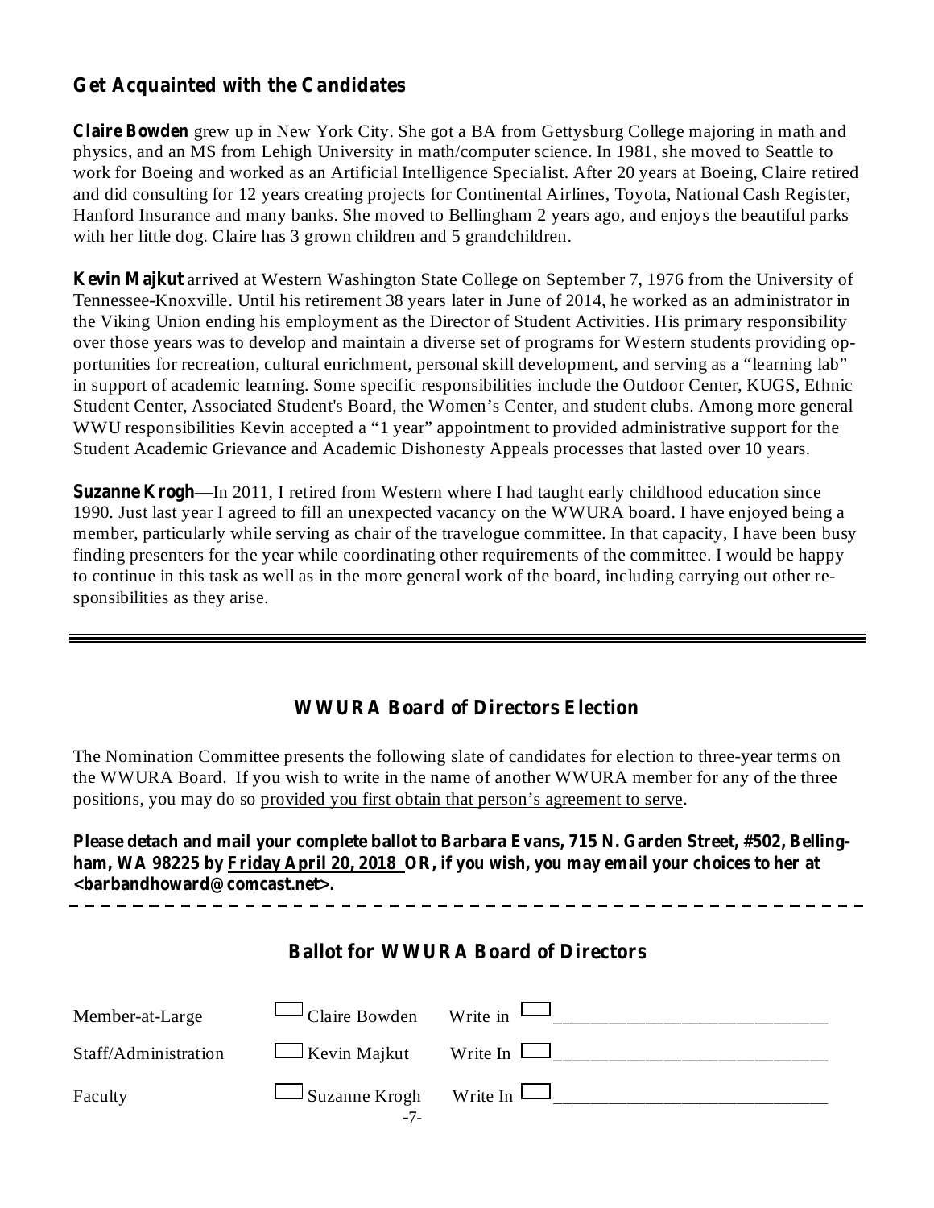## Get Acquainted with the Candidates

**Claire Bowden** grew up in New York City. She got a BA from Gettysburg College majoring in math and physics, and an MS from Lehigh University in math/computer science. In 1981, she moved to Seattle to work for Boeing and worked as an Artificial Intelligence Specialist. After 20 years at Boeing, Claire retired and did consulting for 12 years creating projects for Continental Airlines, Toyota, National Cash Register, Hanford Insurance and many banks. She moved to Bellingham 2 years ago, and enjoys the beautiful parks with her little dog. Claire has 3 grown children and 5 grandchildren.

**Kevin Majkut** arrived at Western Washington State College on September 7, 1976 from the University of Tennessee-Knoxville. Until his retirement 38 years later in June of 2014, he worked as an administrator in the Viking Union ending his employment as the Director of Student Activities. His primary responsibility over those years was to develop and maintain a diverse set of programs for Western students providing opportunities for recreation, cultural enrichment, personal skill development, and serving as a "learning lab" in support of academic learning. Some specific responsibilities include the Outdoor Center, KUGS, Ethnic Student Center, Associated Student's Board, the Women's Center, and student clubs. Among more general WWU responsibilities Kevin accepted a "1 year" appointment to provided administrative support for the Student Academic Grievance and Academic Dishonesty Appeals processes that lasted over 10 years.

**Suzanne Krogh**—In 2011, I retired from Western where I had taught early childhood education since 1990. Just last year I agreed to fill an unexpected vacancy on the WWURA board. I have enjoyed being a member, particularly while serving as chair of the travelogue committee. In that capacity, I have been busy finding presenters for the year while coordinating other requirements of the committee. I would be happy to continue in this task as well as in the more general work of the board, including carrying out other responsibilities as they arise.

---

## WWURA Board of Directors Election

The Nomination Committee presents the following slate of candidates for election to three-year terms on the WWURA Board. If you wish to write in the name of another WWURA member for any of the three positions, you may do so provided you first obtain that person's agreement to serve.

**Please detach and mail your complete ballot to Barbara Evans, 715 N. Garden Street, #502, Bellingham, WA 98225 by Friday April 20, 2018 OR, if you wish, you may email your choices to her at <barbandhoward@comcast.net>.**

---

## Ballot for WWURA Board of Directors

| | | |
|---|---|---|
| Member-at-Large | ☐ Claire Bowden | Write in ☐ ______________________________ |
| Staff/Administration | ☐ Kevin Majkut | Write In ☐ ______________________________ |
| Faculty | ☐ Suzanne Krogh | Write In ☐ ______________________________ |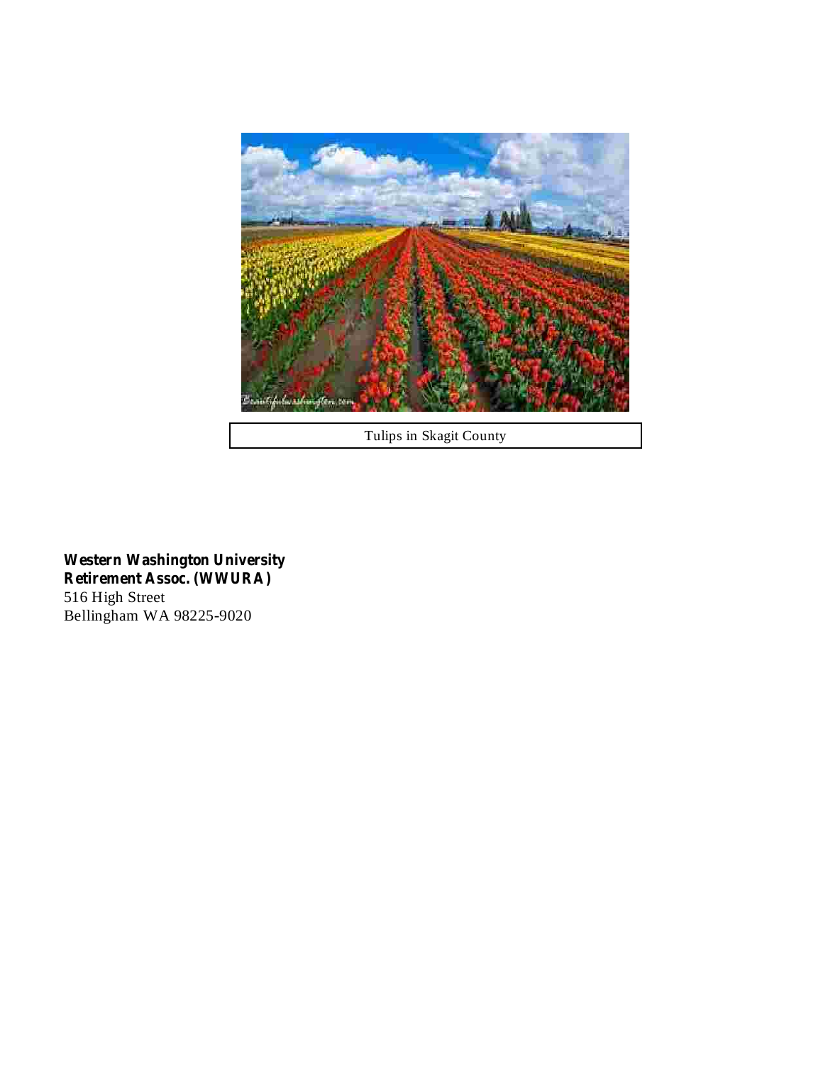Tulips in Skagit County

**Western Washington University**
**Retirement Assoc. (WWURA)**
516 High Street
Bellingham WA 98225-9020